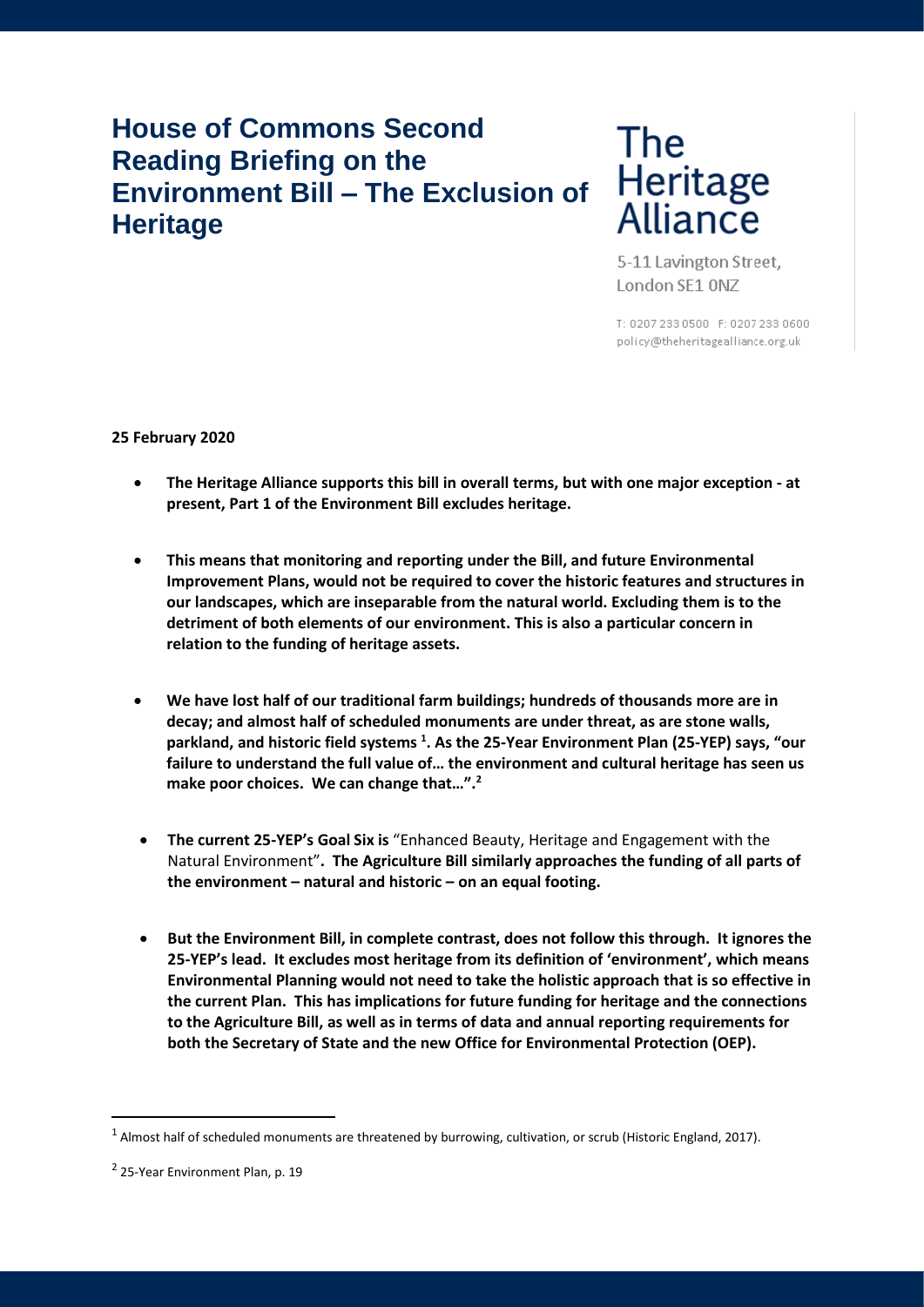# House of Commons Second Reading Briefing on the Environment Bill – The Exclusion of Heritage

The Heritage Alliance

5-11 Lavington Street,
London SE1 0NZ

T: 0207 233 0500 F: 0207 233 0600
policy@theheritagealliance.org.uk

**25 February 2020**

- **The Heritage Alliance supports this bill in overall terms, but with one major exception - at present, Part 1 of the Environment Bill excludes heritage.**

- **This means that monitoring and reporting under the Bill, and future Environmental Improvement Plans, would not be required to cover the historic features and structures in our landscapes, which are inseparable from the natural world. Excluding them is to the detriment of both elements of our environment. This is also a particular concern in relation to the funding of heritage assets.**

- **We have lost half of our traditional farm buildings; hundreds of thousands more are in decay; and almost half of scheduled monuments are under threat, as are stone walls, parkland, and historic field systems [1]. As the 25-Year Environment Plan (25-YEP) says, "our failure to understand the full value of… the environment and cultural heritage has seen us make poor choices. We can change that…".[2]**

- **The current 25-YEP's Goal Six is** "Enhanced Beauty, Heritage and Engagement with the Natural Environment"**. The Agriculture Bill similarly approaches the funding of all parts of the environment – natural and historic – on an equal footing.**

- **But the Environment Bill, in complete contrast, does not follow this through. It ignores the 25-YEP's lead. It excludes most heritage from its definition of 'environment', which means Environmental Planning would not need to take the holistic approach that is so effective in the current Plan. This has implications for future funding for heritage and the connections to the Agriculture Bill, as well as in terms of data and annual reporting requirements for both the Secretary of State and the new Office for Environmental Protection (OEP).**

---

[1] Almost half of scheduled monuments are threatened by burrowing, cultivation, or scrub (Historic England, 2017).

[2] 25-Year Environment Plan, p. 19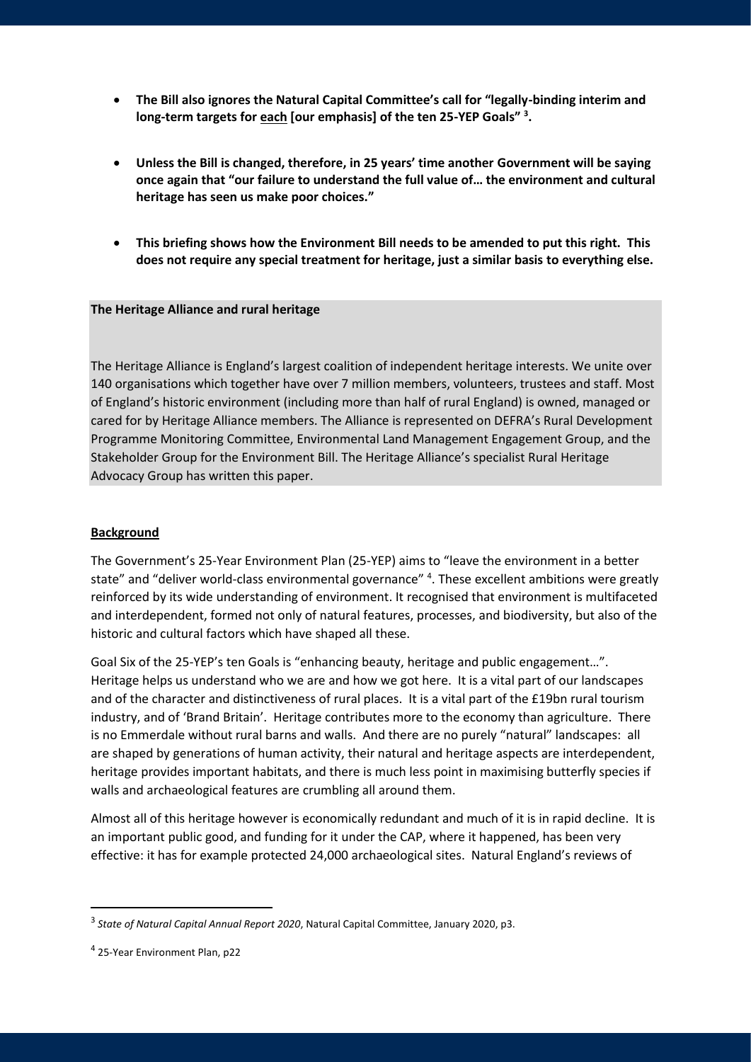- **The Bill also ignores the Natural Capital Committee's call for "legally-binding interim and long-term targets for each [our emphasis] of the ten 25-YEP Goals" [3].**

- **Unless the Bill is changed, therefore, in 25 years' time another Government will be saying once again that "our failure to understand the full value of… the environment and cultural heritage has seen us make poor choices."**

- **This briefing shows how the Environment Bill needs to be amended to put this right. This does not require any special treatment for heritage, just a similar basis to everything else.**

**The Heritage Alliance and rural heritage**

The Heritage Alliance is England's largest coalition of independent heritage interests. We unite over 140 organisations which together have over 7 million members, volunteers, trustees and staff. Most of England's historic environment (including more than half of rural England) is owned, managed or cared for by Heritage Alliance members. The Alliance is represented on DEFRA's Rural Development Programme Monitoring Committee, Environmental Land Management Engagement Group, and the Stakeholder Group for the Environment Bill. The Heritage Alliance's specialist Rural Heritage Advocacy Group has written this paper.

## Background

The Government's 25-Year Environment Plan (25-YEP) aims to "leave the environment in a better state" and "deliver world-class environmental governance" [4]. These excellent ambitions were greatly reinforced by its wide understanding of environment. It recognised that environment is multifaceted and interdependent, formed not only of natural features, processes, and biodiversity, but also of the historic and cultural factors which have shaped all these.

Goal Six of the 25-YEP's ten Goals is "enhancing beauty, heritage and public engagement…". Heritage helps us understand who we are and how we got here. It is a vital part of our landscapes and of the character and distinctiveness of rural places. It is a vital part of the £19bn rural tourism industry, and of 'Brand Britain'. Heritage contributes more to the economy than agriculture. There is no Emmerdale without rural barns and walls. And there are no purely "natural" landscapes: all are shaped by generations of human activity, their natural and heritage aspects are interdependent, heritage provides important habitats, and there is much less point in maximising butterfly species if walls and archaeological features are crumbling all around them.

Almost all of this heritage however is economically redundant and much of it is in rapid decline. It is an important public good, and funding for it under the CAP, where it happened, has been very effective: it has for example protected 24,000 archaeological sites. Natural England's reviews of

---

[3] *State of Natural Capital Annual Report 2020*, Natural Capital Committee, January 2020, p3.

[4] 25-Year Environment Plan, p22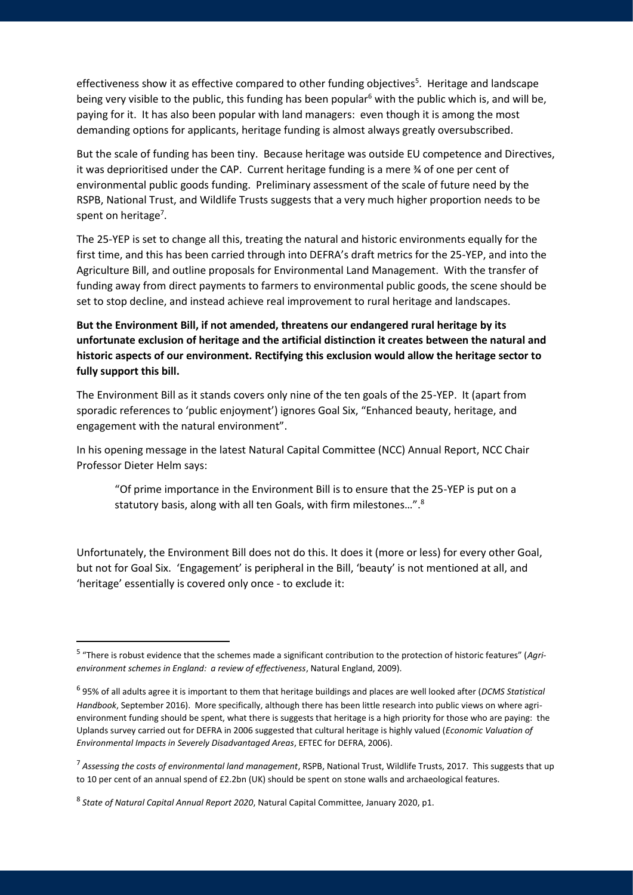effectiveness show it as effective compared to other funding objectives[5]. Heritage and landscape being very visible to the public, this funding has been popular[6] with the public which is, and will be, paying for it. It has also been popular with land managers: even though it is among the most demanding options for applicants, heritage funding is almost always greatly oversubscribed.

But the scale of funding has been tiny. Because heritage was outside EU competence and Directives, it was deprioritised under the CAP. Current heritage funding is a mere ¾ of one per cent of environmental public goods funding. Preliminary assessment of the scale of future need by the RSPB, National Trust, and Wildlife Trusts suggests that a very much higher proportion needs to be spent on heritage[7].

The 25-YEP is set to change all this, treating the natural and historic environments equally for the first time, and this has been carried through into DEFRA's draft metrics for the 25-YEP, and into the Agriculture Bill, and outline proposals for Environmental Land Management. With the transfer of funding away from direct payments to farmers to environmental public goods, the scene should be set to stop decline, and instead achieve real improvement to rural heritage and landscapes.

**But the Environment Bill, if not amended, threatens our endangered rural heritage by its unfortunate exclusion of heritage and the artificial distinction it creates between the natural and historic aspects of our environment. Rectifying this exclusion would allow the heritage sector to fully support this bill.**

The Environment Bill as it stands covers only nine of the ten goals of the 25-YEP. It (apart from sporadic references to 'public enjoyment') ignores Goal Six, "Enhanced beauty, heritage, and engagement with the natural environment".

In his opening message in the latest Natural Capital Committee (NCC) Annual Report, NCC Chair Professor Dieter Helm says:

> "Of prime importance in the Environment Bill is to ensure that the 25-YEP is put on a statutory basis, along with all ten Goals, with firm milestones…".[8]

Unfortunately, the Environment Bill does not do this. It does it (more or less) for every other Goal, but not for Goal Six. 'Engagement' is peripheral in the Bill, 'beauty' is not mentioned at all, and 'heritage' essentially is covered only once - to exclude it:

---

[5] "There is robust evidence that the schemes made a significant contribution to the protection of historic features" (*Agri-environment schemes in England: a review of effectiveness*, Natural England, 2009).

[6] 95% of all adults agree it is important to them that heritage buildings and places are well looked after (*DCMS Statistical Handbook*, September 2016). More specifically, although there has been little research into public views on where agri-environment funding should be spent, what there is suggests that heritage is a high priority for those who are paying: the Uplands survey carried out for DEFRA in 2006 suggested that cultural heritage is highly valued (*Economic Valuation of Environmental Impacts in Severely Disadvantaged Areas*, EFTEC for DEFRA, 2006).

[7] *Assessing the costs of environmental land management*, RSPB, National Trust, Wildlife Trusts, 2017. This suggests that up to 10 per cent of an annual spend of £2.2bn (UK) should be spent on stone walls and archaeological features.

[8] *State of Natural Capital Annual Report 2020*, Natural Capital Committee, January 2020, p1.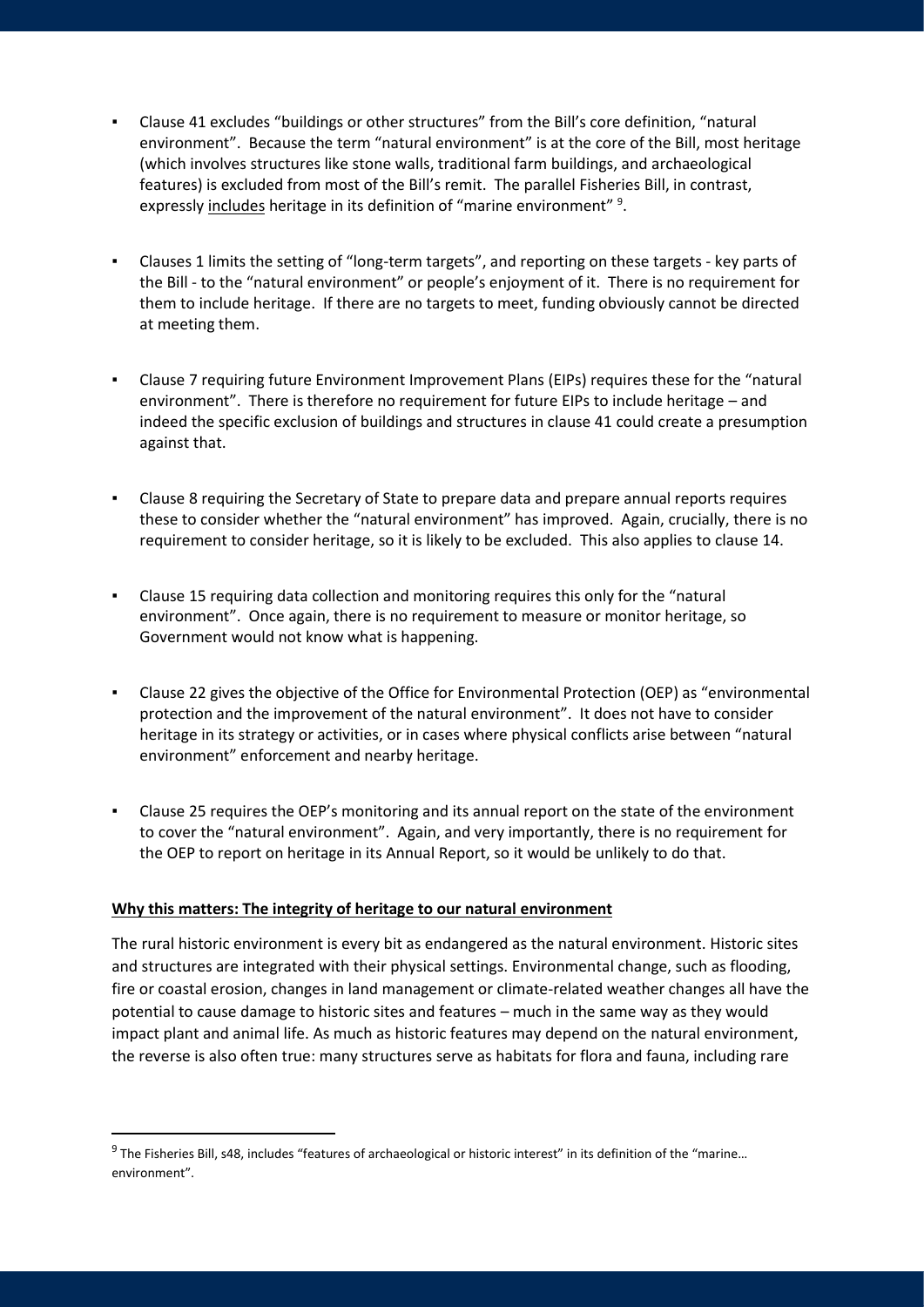- Clause 41 excludes "buildings or other structures" from the Bill's core definition, "natural environment". Because the term "natural environment" is at the core of the Bill, most heritage (which involves structures like stone walls, traditional farm buildings, and archaeological features) is excluded from most of the Bill's remit. The parallel Fisheries Bill, in contrast, expressly <u>includes</u> heritage in its definition of "marine environment" [9].

- Clauses 1 limits the setting of "long-term targets", and reporting on these targets - key parts of the Bill - to the "natural environment" or people's enjoyment of it. There is no requirement for them to include heritage. If there are no targets to meet, funding obviously cannot be directed at meeting them.

- Clause 7 requiring future Environment Improvement Plans (EIPs) requires these for the "natural environment". There is therefore no requirement for future EIPs to include heritage – and indeed the specific exclusion of buildings and structures in clause 41 could create a presumption against that.

- Clause 8 requiring the Secretary of State to prepare data and prepare annual reports requires these to consider whether the "natural environment" has improved. Again, crucially, there is no requirement to consider heritage, so it is likely to be excluded. This also applies to clause 14.

- Clause 15 requiring data collection and monitoring requires this only for the "natural environment". Once again, there is no requirement to measure or monitor heritage, so Government would not know what is happening.

- Clause 22 gives the objective of the Office for Environmental Protection (OEP) as "environmental protection and the improvement of the natural environment". It does not have to consider heritage in its strategy or activities, or in cases where physical conflicts arise between "natural environment" enforcement and nearby heritage.

- Clause 25 requires the OEP's monitoring and its annual report on the state of the environment to cover the "natural environment". Again, and very importantly, there is no requirement for the OEP to report on heritage in its Annual Report, so it would be unlikely to do that.

**<u>Why this matters: The integrity of heritage to our natural environment</u>**

The rural historic environment is every bit as endangered as the natural environment. Historic sites and structures are integrated with their physical settings. Environmental change, such as flooding, fire or coastal erosion, changes in land management or climate-related weather changes all have the potential to cause damage to historic sites and features – much in the same way as they would impact plant and animal life. As much as historic features may depend on the natural environment, the reverse is also often true: many structures serve as habitats for flora and fauna, including rare

[9] The Fisheries Bill, s48, includes "features of archaeological or historic interest" in its definition of the "marine… environment".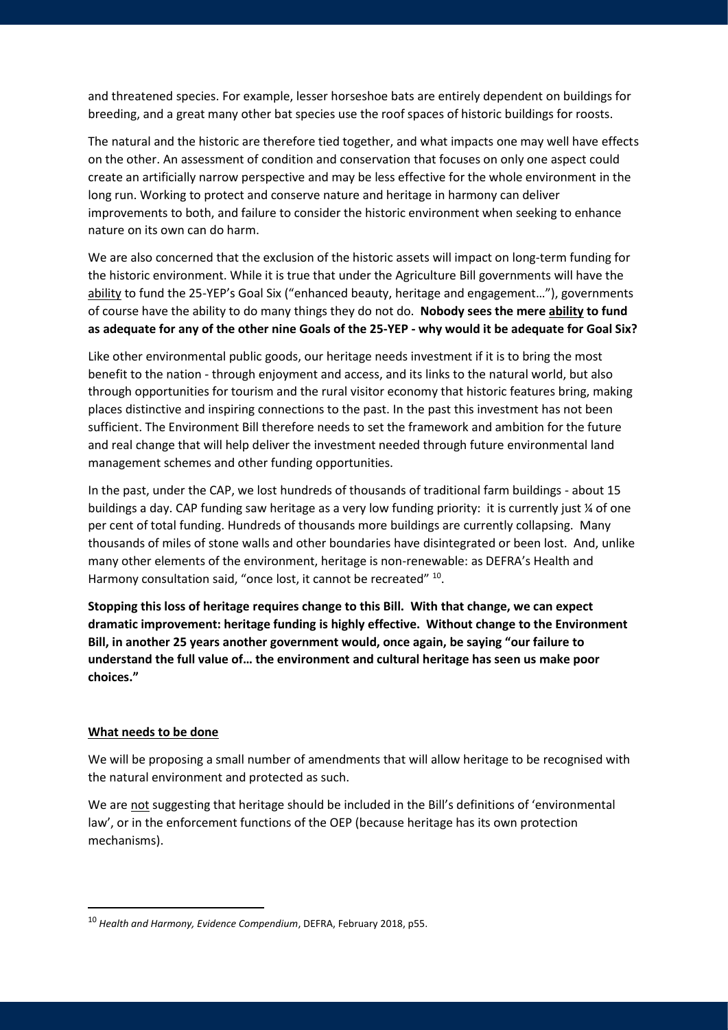and threatened species. For example, lesser horseshoe bats are entirely dependent on buildings for breeding, and a great many other bat species use the roof spaces of historic buildings for roosts.

The natural and the historic are therefore tied together, and what impacts one may well have effects on the other. An assessment of condition and conservation that focuses on only one aspect could create an artificially narrow perspective and may be less effective for the whole environment in the long run. Working to protect and conserve nature and heritage in harmony can deliver improvements to both, and failure to consider the historic environment when seeking to enhance nature on its own can do harm.

We are also concerned that the exclusion of the historic assets will impact on long-term funding for the historic environment. While it is true that under the Agriculture Bill governments will have the ability to fund the 25-YEP's Goal Six ("enhanced beauty, heritage and engagement…"), governments of course have the ability to do many things they do not do. **Nobody sees the mere ability to fund as adequate for any of the other nine Goals of the 25-YEP - why would it be adequate for Goal Six?**

Like other environmental public goods, our heritage needs investment if it is to bring the most benefit to the nation - through enjoyment and access, and its links to the natural world, but also through opportunities for tourism and the rural visitor economy that historic features bring, making places distinctive and inspiring connections to the past. In the past this investment has not been sufficient. The Environment Bill therefore needs to set the framework and ambition for the future and real change that will help deliver the investment needed through future environmental land management schemes and other funding opportunities.

In the past, under the CAP, we lost hundreds of thousands of traditional farm buildings - about 15 buildings a day. CAP funding saw heritage as a very low funding priority: it is currently just ¼ of one per cent of total funding. Hundreds of thousands more buildings are currently collapsing. Many thousands of miles of stone walls and other boundaries have disintegrated or been lost. And, unlike many other elements of the environment, heritage is non-renewable: as DEFRA's Health and Harmony consultation said, "once lost, it cannot be recreated" [10].

**Stopping this loss of heritage requires change to this Bill. With that change, we can expect dramatic improvement: heritage funding is highly effective. Without change to the Environment Bill, in another 25 years another government would, once again, be saying "our failure to understand the full value of… the environment and cultural heritage has seen us make poor choices."**

## What needs to be done

We will be proposing a small number of amendments that will allow heritage to be recognised with the natural environment and protected as such.

We are not suggesting that heritage should be included in the Bill's definitions of 'environmental law', or in the enforcement functions of the OEP (because heritage has its own protection mechanisms).

---

[10] *Health and Harmony, Evidence Compendium*, DEFRA, February 2018, p55.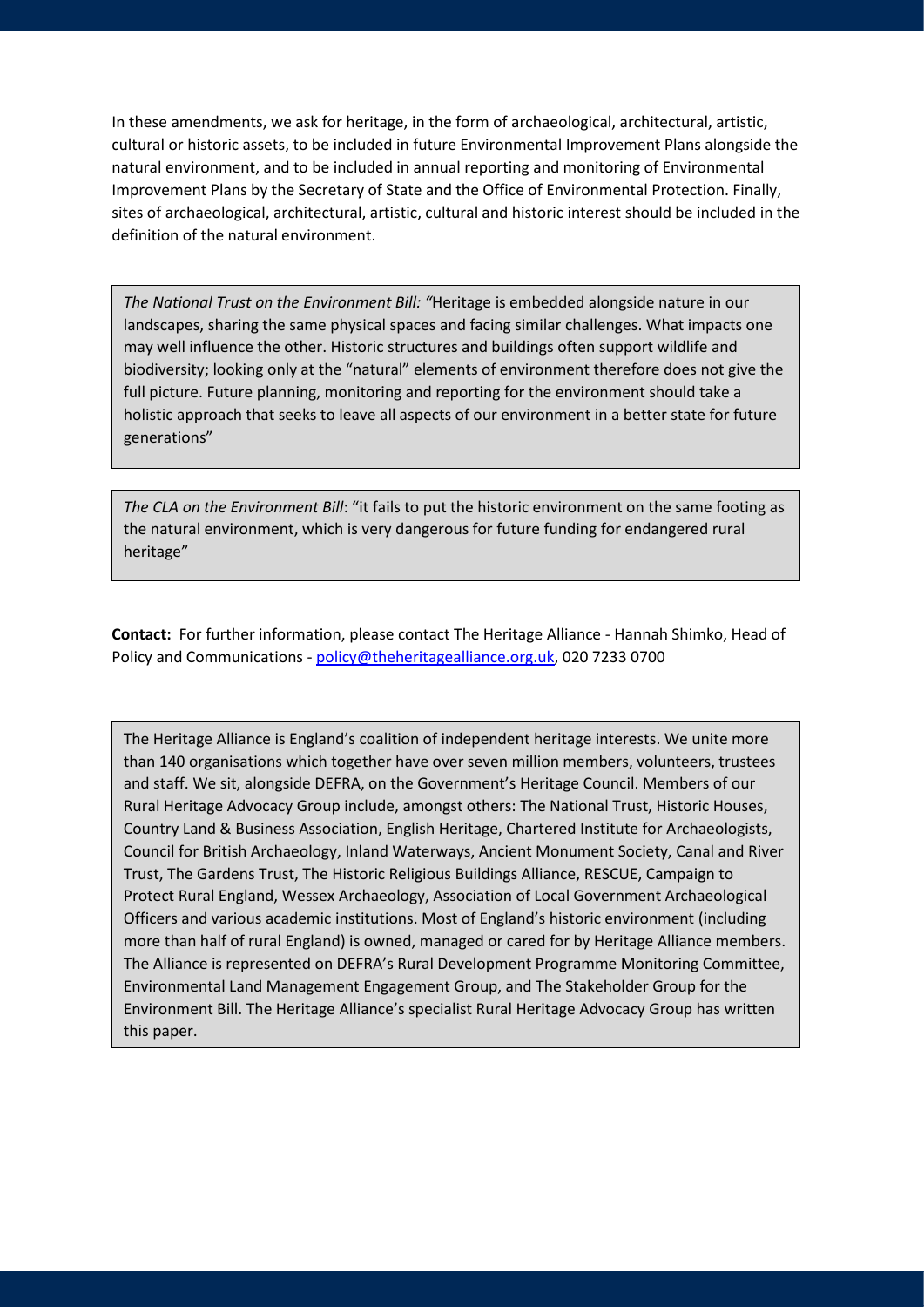In these amendments, we ask for heritage, in the form of archaeological, architectural, artistic, cultural or historic assets, to be included in future Environmental Improvement Plans alongside the natural environment, and to be included in annual reporting and monitoring of Environmental Improvement Plans by the Secretary of State and the Office of Environmental Protection. Finally, sites of archaeological, architectural, artistic, cultural and historic interest should be included in the definition of the natural environment.

> *The National Trust on the Environment Bill: "*Heritage is embedded alongside nature in our landscapes, sharing the same physical spaces and facing similar challenges. What impacts one may well influence the other. Historic structures and buildings often support wildlife and biodiversity; looking only at the "natural" elements of environment therefore does not give the full picture. Future planning, monitoring and reporting for the environment should take a holistic approach that seeks to leave all aspects of our environment in a better state for future generations"

> *The CLA on the Environment Bill*: "it fails to put the historic environment on the same footing as the natural environment, which is very dangerous for future funding for endangered rural heritage"

**Contact:** For further information, please contact The Heritage Alliance - Hannah Shimko, Head of Policy and Communications - policy@theheritagealliance.org.uk, 020 7233 0700

> The Heritage Alliance is England's coalition of independent heritage interests. We unite more than 140 organisations which together have over seven million members, volunteers, trustees and staff. We sit, alongside DEFRA, on the Government's Heritage Council. Members of our Rural Heritage Advocacy Group include, amongst others: The National Trust, Historic Houses, Country Land & Business Association, English Heritage, Chartered Institute for Archaeologists, Council for British Archaeology, Inland Waterways, Ancient Monument Society, Canal and River Trust, The Gardens Trust, The Historic Religious Buildings Alliance, RESCUE, Campaign to Protect Rural England, Wessex Archaeology, Association of Local Government Archaeological Officers and various academic institutions. Most of England's historic environment (including more than half of rural England) is owned, managed or cared for by Heritage Alliance members. The Alliance is represented on DEFRA's Rural Development Programme Monitoring Committee, Environmental Land Management Engagement Group, and The Stakeholder Group for the Environment Bill. The Heritage Alliance's specialist Rural Heritage Advocacy Group has written this paper.